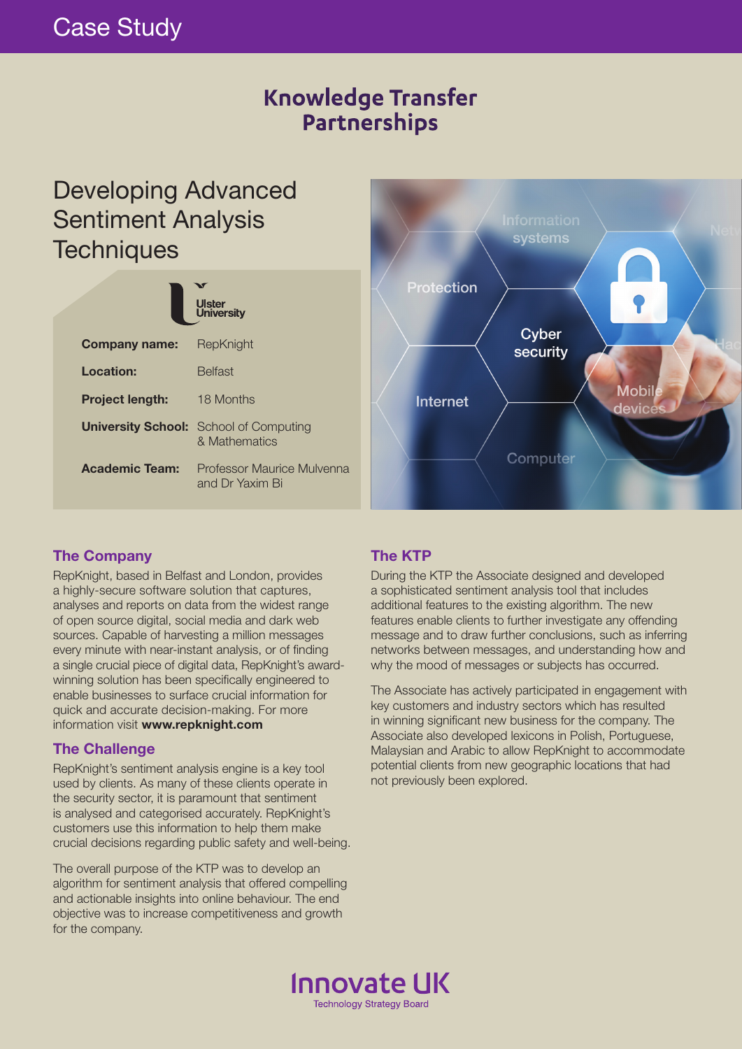Case Study

# Knowledge Transfer Partnerships

## Developing Advanced Sentiment Analysis Techniques

Ulster University

| | |
|---|---|
| **Company name:** | RepKnight |
| **Location:** | Belfast |
| **Project length:** | 18 Months |
| **University School:** | School of Computing & Mathematics |
| **Academic Team:** | Professor Maurice Mulvenna and Dr Yaxim Bi |

### The Company

RepKnight, based in Belfast and London, provides a highly-secure software solution that captures, analyses and reports on data from the widest range of open source digital, social media and dark web sources. Capable of harvesting a million messages every minute with near-instant analysis, or of finding a single crucial piece of digital data, RepKnight's award-winning solution has been specifically engineered to enable businesses to surface crucial information for quick and accurate decision-making. For more information visit **www.repknight.com**

### The Challenge

RepKnight's sentiment analysis engine is a key tool used by clients. As many of these clients operate in the security sector, it is paramount that sentiment is analysed and categorised accurately. RepKnight's customers use this information to help them make crucial decisions regarding public safety and well-being.

The overall purpose of the KTP was to develop an algorithm for sentiment analysis that offered compelling and actionable insights into online behaviour. The end objective was to increase competitiveness and growth for the company.

### The KTP

During the KTP the Associate designed and developed a sophisticated sentiment analysis tool that includes additional features to the existing algorithm. The new features enable clients to further investigate any offending message and to draw further conclusions, such as inferring networks between messages, and understanding how and why the mood of messages or subjects has occurred.

The Associate has actively participated in engagement with key customers and industry sectors which has resulted in winning significant new business for the company. The Associate also developed lexicons in Polish, Portuguese, Malaysian and Arabic to allow RepKnight to accommodate potential clients from new geographic locations that had not previously been explored.

Innovate UK
Technology Strategy Board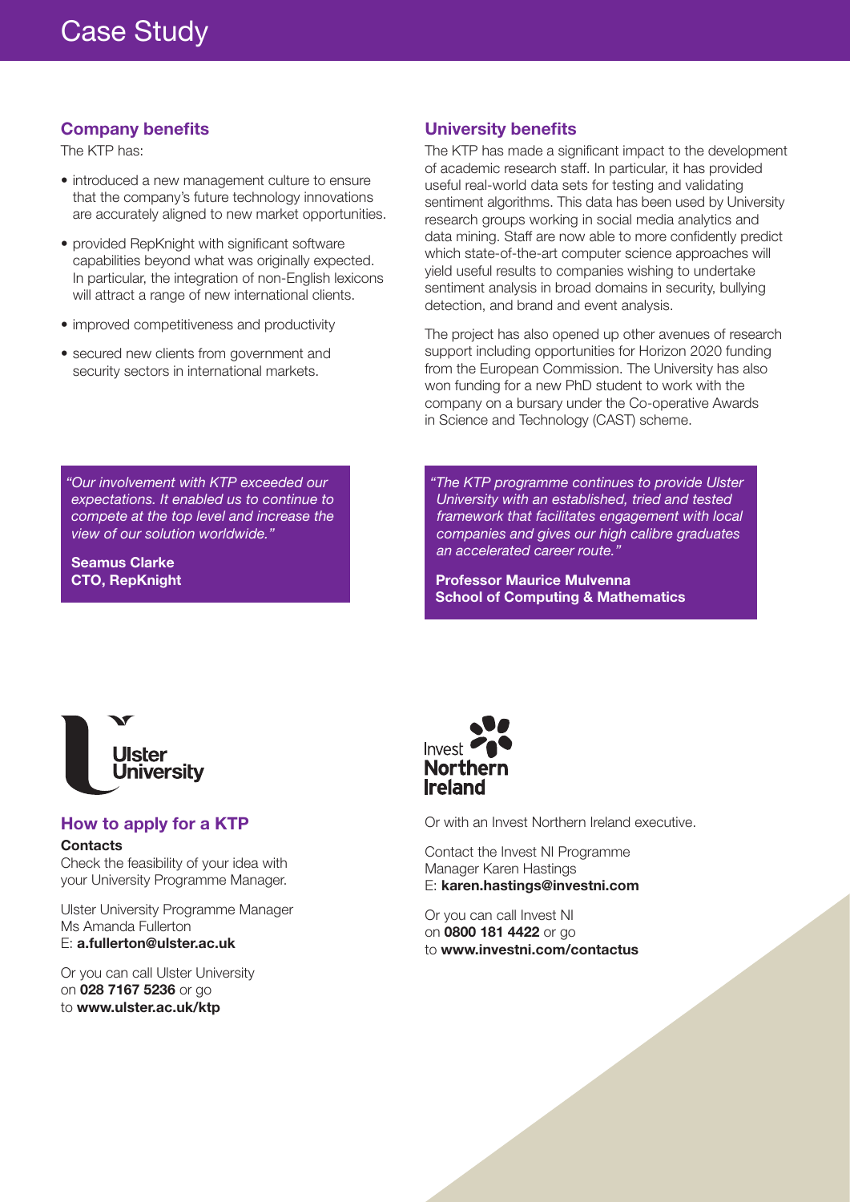# Case Study

## Company benefits

The KTP has:

- introduced a new management culture to ensure that the company's future technology innovations are accurately aligned to new market opportunities.
- provided RepKnight with significant software capabilities beyond what was originally expected. In particular, the integration of non-English lexicons will attract a range of new international clients.
- improved competitiveness and productivity
- secured new clients from government and security sectors in international markets.

*"Our involvement with KTP exceeded our expectations. It enabled us to continue to compete at the top level and increase the view of our solution worldwide."*

**Seamus Clarke**
**CTO, RepKnight**

## University benefits

The KTP has made a significant impact to the development of academic research staff. In particular, it has provided useful real-world data sets for testing and validating sentiment algorithms. This data has been used by University research groups working in social media analytics and data mining. Staff are now able to more confidently predict which state-of-the-art computer science approaches will yield useful results to companies wishing to undertake sentiment analysis in broad domains in security, bullying detection, and brand and event analysis.

The project has also opened up other avenues of research support including opportunities for Horizon 2020 funding from the European Commission. The University has also won funding for a new PhD student to work with the company on a bursary under the Co-operative Awards in Science and Technology (CAST) scheme.

*"The KTP programme continues to provide Ulster University with an established, tried and tested framework that facilitates engagement with local companies and gives our high calibre graduates an accelerated career route."*

**Professor Maurice Mulvenna**
**School of Computing & Mathematics**

Ulster University

## How to apply for a KTP

**Contacts**
Check the feasibility of your idea with your University Programme Manager.

Ulster University Programme Manager
Ms Amanda Fullerton
E: **a.fullerton@ulster.ac.uk**

Or you can call Ulster University on **028 7167 5236** or go to **www.ulster.ac.uk/ktp**

Invest Northern Ireland

Or with an Invest Northern Ireland executive.

Contact the Invest NI Programme Manager Karen Hastings
E: **karen.hastings@investni.com**

Or you can call Invest NI on **0800 181 4422** or go to **www.investni.com/contactus**